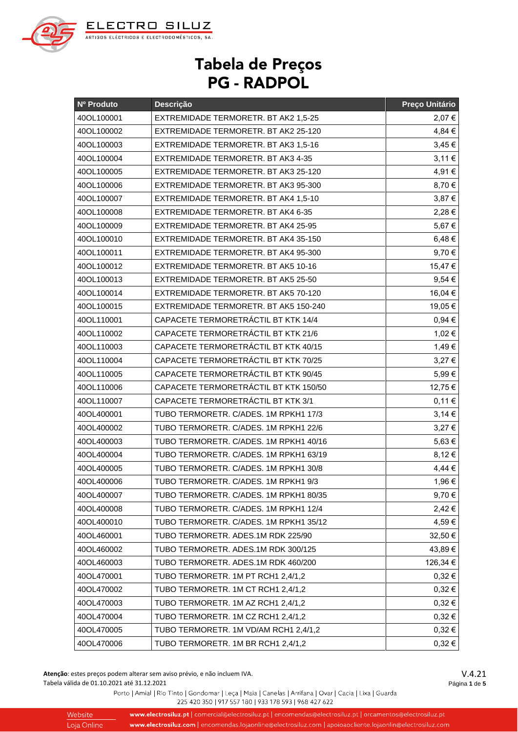ELECTRO SILUZ
ARTIGOS ELÉCTRICOS E ELECTRODOMÉSTICOS, SA.

# Tabela de Preços
# PG - RADPOL

| Nº Produto | Descrição | Preço Unitário |
|---|---|---|
| 40OL100001 | EXTREMIDADE TERMORETR. BT AK2 1,5-25 | 2,07 € |
| 40OL100002 | EXTREMIDADE TERMORETR. BT AK2 25-120 | 4,84 € |
| 40OL100003 | EXTREMIDADE TERMORETR. BT AK3 1,5-16 | 3,45 € |
| 40OL100004 | EXTREMIDADE TERMORETR. BT AK3 4-35 | 3,11 € |
| 40OL100005 | EXTREMIDADE TERMORETR. BT AK3 25-120 | 4,91 € |
| 40OL100006 | EXTREMIDADE TERMORETR. BT AK3 95-300 | 8,70 € |
| 40OL100007 | EXTREMIDADE TERMORETR. BT AK4 1,5-10 | 3,87 € |
| 40OL100008 | EXTREMIDADE TERMORETR. BT AK4 6-35 | 2,28 € |
| 40OL100009 | EXTREMIDADE TERMORETR. BT AK4 25-95 | 5,67 € |
| 40OL100010 | EXTREMIDADE TERMORETR. BT AK4 35-150 | 6,48 € |
| 40OL100011 | EXTREMIDADE TERMORETR. BT AK4 95-300 | 9,70 € |
| 40OL100012 | EXTREMIDADE TERMORETR. BT AK5 10-16 | 15,47 € |
| 40OL100013 | EXTREMIDADE TERMORETR. BT AK5 25-50 | 9,54 € |
| 40OL100014 | EXTREMIDADE TERMORETR. BT AK5 70-120 | 16,04 € |
| 40OL100015 | EXTREMIDADE TERMORETR. BT AK5 150-240 | 19,05 € |
| 40OL110001 | CAPACETE TERMORETRÁCTIL BT KTK 14/4 | 0,94 € |
| 40OL110002 | CAPACETE TERMORETRÁCTIL BT KTK 21/6 | 1,02 € |
| 40OL110003 | CAPACETE TERMORETRÁCTIL BT KTK 40/15 | 1,49 € |
| 40OL110004 | CAPACETE TERMORETRÁCTIL BT KTK 70/25 | 3,27 € |
| 40OL110005 | CAPACETE TERMORETRÁCTIL BT KTK 90/45 | 5,99 € |
| 40OL110006 | CAPACETE TERMORETRÁCTIL BT KTK 150/50 | 12,75 € |
| 40OL110007 | CAPACETE TERMORETRÁCTIL BT KTK 3/1 | 0,11 € |
| 40OL400001 | TUBO TERMORETR. C/ADES. 1M RPKH1 17/3 | 3,14 € |
| 40OL400002 | TUBO TERMORETR. C/ADES. 1M RPKH1 22/6 | 3,27 € |
| 40OL400003 | TUBO TERMORETR. C/ADES. 1M RPKH1 40/16 | 5,63 € |
| 40OL400004 | TUBO TERMORETR. C/ADES. 1M RPKH1 63/19 | 8,12 € |
| 40OL400005 | TUBO TERMORETR. C/ADES. 1M RPKH1 30/8 | 4,44 € |
| 40OL400006 | TUBO TERMORETR. C/ADES. 1M RPKH1 9/3 | 1,96 € |
| 40OL400007 | TUBO TERMORETR. C/ADES. 1M RPKH1 80/35 | 9,70 € |
| 40OL400008 | TUBO TERMORETR. C/ADES. 1M RPKH1 12/4 | 2,42 € |
| 40OL400010 | TUBO TERMORETR. C/ADES. 1M RPKH1 35/12 | 4,59 € |
| 40OL460001 | TUBO TERMORETR. ADES.1M RDK 225/90 | 32,50 € |
| 40OL460002 | TUBO TERMORETR. ADES.1M RDK 300/125 | 43,89 € |
| 40OL460003 | TUBO TERMORETR. ADES.1M RDK 460/200 | 126,34 € |
| 40OL470001 | TUBO TERMORETR. 1M PT RCH1 2,4/1,2 | 0,32 € |
| 40OL470002 | TUBO TERMORETR. 1M CT RCH1 2,4/1,2 | 0,32 € |
| 40OL470003 | TUBO TERMORETR. 1M AZ RCH1 2,4/1,2 | 0,32 € |
| 40OL470004 | TUBO TERMORETR. 1M CZ RCH1 2,4/1,2 | 0,32 € |
| 40OL470005 | TUBO TERMORETR. 1M VD/AM RCH1 2,4/1,2 | 0,32 € |
| 40OL470006 | TUBO TERMORETR. 1M BR RCH1 2,4/1,2 | 0,32 € |

**Atenção**: estes preços podem alterar sem aviso prévio, e não incluem IVA.
Tabela válida de 01.10.2021 até 31.12.2021

V.4.21

Porto | Amial | Rio Tinto | Gondomar | Leça | Maia | Canelas | Arrifana | Ovar | Cacia | Lixa | Guarda
225 420 350 | 917 557 180 | 933 178 593 | 968 427 622

Website — **www.electrosiluz.pt** | comercial@electrosiluz.pt | encomendas@electrosiluz.pt | orcamentos@electrosiluz.pt
Loja Online — **www.electrosiluz.com** | encomendas.lojaonline@electrosiluz.com | apoioaocliente.lojaonlin@electrosiluz.com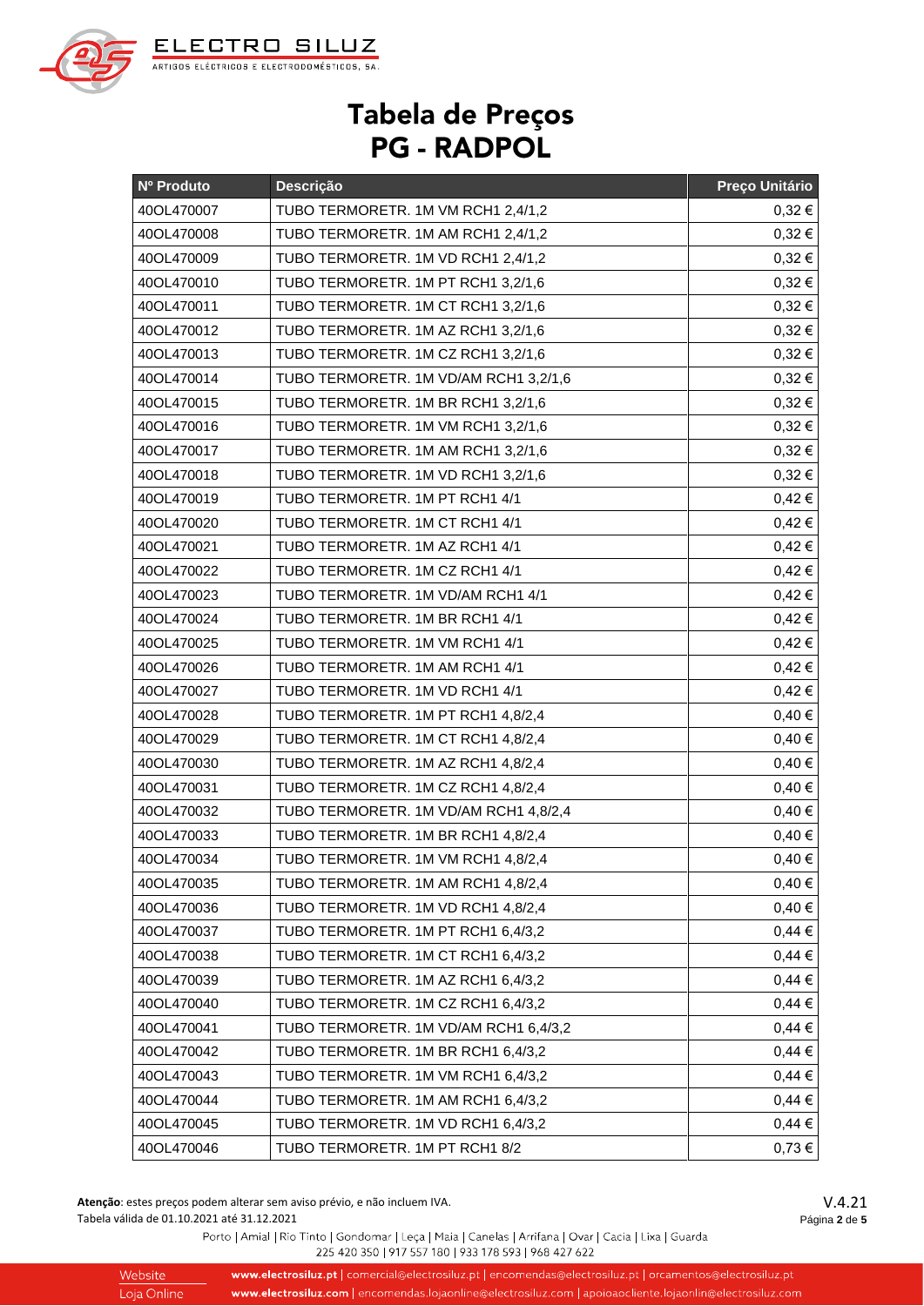# Tabela de Preços
# PG - RADPOL

| Nº Produto | Descrição | Preço Unitário |
|---|---|---|
| 40OL470007 | TUBO TERMORETR. 1M VM RCH1 2,4/1,2 | 0,32 € |
| 40OL470008 | TUBO TERMORETR. 1M AM RCH1 2,4/1,2 | 0,32 € |
| 40OL470009 | TUBO TERMORETR. 1M VD RCH1 2,4/1,2 | 0,32 € |
| 40OL470010 | TUBO TERMORETR. 1M PT RCH1 3,2/1,6 | 0,32 € |
| 40OL470011 | TUBO TERMORETR. 1M CT RCH1 3,2/1,6 | 0,32 € |
| 40OL470012 | TUBO TERMORETR. 1M AZ RCH1 3,2/1,6 | 0,32 € |
| 40OL470013 | TUBO TERMORETR. 1M CZ RCH1 3,2/1,6 | 0,32 € |
| 40OL470014 | TUBO TERMORETR. 1M VD/AM RCH1 3,2/1,6 | 0,32 € |
| 40OL470015 | TUBO TERMORETR. 1M BR RCH1 3,2/1,6 | 0,32 € |
| 40OL470016 | TUBO TERMORETR. 1M VM RCH1 3,2/1,6 | 0,32 € |
| 40OL470017 | TUBO TERMORETR. 1M AM RCH1 3,2/1,6 | 0,32 € |
| 40OL470018 | TUBO TERMORETR. 1M VD RCH1 3,2/1,6 | 0,32 € |
| 40OL470019 | TUBO TERMORETR. 1M PT RCH1 4/1 | 0,42 € |
| 40OL470020 | TUBO TERMORETR. 1M CT RCH1 4/1 | 0,42 € |
| 40OL470021 | TUBO TERMORETR. 1M AZ RCH1 4/1 | 0,42 € |
| 40OL470022 | TUBO TERMORETR. 1M CZ RCH1 4/1 | 0,42 € |
| 40OL470023 | TUBO TERMORETR. 1M VD/AM RCH1 4/1 | 0,42 € |
| 40OL470024 | TUBO TERMORETR. 1M BR RCH1 4/1 | 0,42 € |
| 40OL470025 | TUBO TERMORETR. 1M VM RCH1 4/1 | 0,42 € |
| 40OL470026 | TUBO TERMORETR. 1M AM RCH1 4/1 | 0,42 € |
| 40OL470027 | TUBO TERMORETR. 1M VD RCH1 4/1 | 0,42 € |
| 40OL470028 | TUBO TERMORETR. 1M PT RCH1 4,8/2,4 | 0,40 € |
| 40OL470029 | TUBO TERMORETR. 1M CT RCH1 4,8/2,4 | 0,40 € |
| 40OL470030 | TUBO TERMORETR. 1M AZ RCH1 4,8/2,4 | 0,40 € |
| 40OL470031 | TUBO TERMORETR. 1M CZ RCH1 4,8/2,4 | 0,40 € |
| 40OL470032 | TUBO TERMORETR. 1M VD/AM RCH1 4,8/2,4 | 0,40 € |
| 40OL470033 | TUBO TERMORETR. 1M BR RCH1 4,8/2,4 | 0,40 € |
| 40OL470034 | TUBO TERMORETR. 1M VM RCH1 4,8/2,4 | 0,40 € |
| 40OL470035 | TUBO TERMORETR. 1M AM RCH1 4,8/2,4 | 0,40 € |
| 40OL470036 | TUBO TERMORETR. 1M VD RCH1 4,8/2,4 | 0,40 € |
| 40OL470037 | TUBO TERMORETR. 1M PT RCH1 6,4/3,2 | 0,44 € |
| 40OL470038 | TUBO TERMORETR. 1M CT RCH1 6,4/3,2 | 0,44 € |
| 40OL470039 | TUBO TERMORETR. 1M AZ RCH1 6,4/3,2 | 0,44 € |
| 40OL470040 | TUBO TERMORETR. 1M CZ RCH1 6,4/3,2 | 0,44 € |
| 40OL470041 | TUBO TERMORETR. 1M VD/AM RCH1 6,4/3,2 | 0,44 € |
| 40OL470042 | TUBO TERMORETR. 1M BR RCH1 6,4/3,2 | 0,44 € |
| 40OL470043 | TUBO TERMORETR. 1M VM RCH1 6,4/3,2 | 0,44 € |
| 40OL470044 | TUBO TERMORETR. 1M AM RCH1 6,4/3,2 | 0,44 € |
| 40OL470045 | TUBO TERMORETR. 1M VD RCH1 6,4/3,2 | 0,44 € |
| 40OL470046 | TUBO TERMORETR. 1M PT RCH1 8/2 | 0,73 € |

**Atenção**: estes preços podem alterar sem aviso prévio, e não incluem IVA.
Tabela válida de 01.10.2021 até 31.12.2021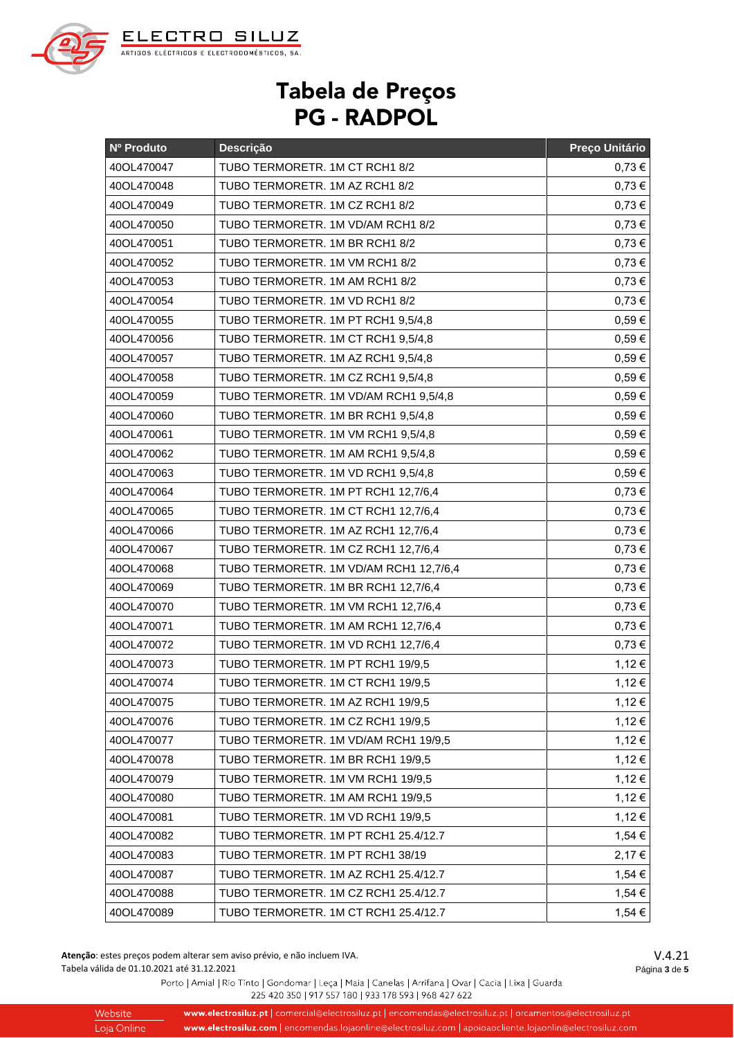# Tabela de Preços
# PG - RADPOL

| Nº Produto | Descrição | Preço Unitário |
|---|---|---|
| 40OL470047 | TUBO TERMORETR. 1M CT RCH1 8/2 | 0,73 € |
| 40OL470048 | TUBO TERMORETR. 1M AZ RCH1 8/2 | 0,73 € |
| 40OL470049 | TUBO TERMORETR. 1M CZ RCH1 8/2 | 0,73 € |
| 40OL470050 | TUBO TERMORETR. 1M VD/AM RCH1 8/2 | 0,73 € |
| 40OL470051 | TUBO TERMORETR. 1M BR RCH1 8/2 | 0,73 € |
| 40OL470052 | TUBO TERMORETR. 1M VM RCH1 8/2 | 0,73 € |
| 40OL470053 | TUBO TERMORETR. 1M AM RCH1 8/2 | 0,73 € |
| 40OL470054 | TUBO TERMORETR. 1M VD RCH1 8/2 | 0,73 € |
| 40OL470055 | TUBO TERMORETR. 1M PT RCH1 9,5/4,8 | 0,59 € |
| 40OL470056 | TUBO TERMORETR. 1M CT RCH1 9,5/4,8 | 0,59 € |
| 40OL470057 | TUBO TERMORETR. 1M AZ RCH1 9,5/4,8 | 0,59 € |
| 40OL470058 | TUBO TERMORETR. 1M CZ RCH1 9,5/4,8 | 0,59 € |
| 40OL470059 | TUBO TERMORETR. 1M VD/AM RCH1 9,5/4,8 | 0,59 € |
| 40OL470060 | TUBO TERMORETR. 1M BR RCH1 9,5/4,8 | 0,59 € |
| 40OL470061 | TUBO TERMORETR. 1M VM RCH1 9,5/4,8 | 0,59 € |
| 40OL470062 | TUBO TERMORETR. 1M AM RCH1 9,5/4,8 | 0,59 € |
| 40OL470063 | TUBO TERMORETR. 1M VD RCH1 9,5/4,8 | 0,59 € |
| 40OL470064 | TUBO TERMORETR. 1M PT RCH1 12,7/6,4 | 0,73 € |
| 40OL470065 | TUBO TERMORETR. 1M CT RCH1 12,7/6,4 | 0,73 € |
| 40OL470066 | TUBO TERMORETR. 1M AZ RCH1 12,7/6,4 | 0,73 € |
| 40OL470067 | TUBO TERMORETR. 1M CZ RCH1 12,7/6,4 | 0,73 € |
| 40OL470068 | TUBO TERMORETR. 1M VD/AM RCH1 12,7/6,4 | 0,73 € |
| 40OL470069 | TUBO TERMORETR. 1M BR RCH1 12,7/6,4 | 0,73 € |
| 40OL470070 | TUBO TERMORETR. 1M VM RCH1 12,7/6,4 | 0,73 € |
| 40OL470071 | TUBO TERMORETR. 1M AM RCH1 12,7/6,4 | 0,73 € |
| 40OL470072 | TUBO TERMORETR. 1M VD RCH1 12,7/6,4 | 0,73 € |
| 40OL470073 | TUBO TERMORETR. 1M PT RCH1 19/9,5 | 1,12 € |
| 40OL470074 | TUBO TERMORETR. 1M CT RCH1 19/9,5 | 1,12 € |
| 40OL470075 | TUBO TERMORETR. 1M AZ RCH1 19/9,5 | 1,12 € |
| 40OL470076 | TUBO TERMORETR. 1M CZ RCH1 19/9,5 | 1,12 € |
| 40OL470077 | TUBO TERMORETR. 1M VD/AM RCH1 19/9,5 | 1,12 € |
| 40OL470078 | TUBO TERMORETR. 1M BR RCH1 19/9,5 | 1,12 € |
| 40OL470079 | TUBO TERMORETR. 1M VM RCH1 19/9,5 | 1,12 € |
| 40OL470080 | TUBO TERMORETR. 1M AM RCH1 19/9,5 | 1,12 € |
| 40OL470081 | TUBO TERMORETR. 1M VD RCH1 19/9,5 | 1,12 € |
| 40OL470082 | TUBO TERMORETR. 1M PT RCH1 25.4/12.7 | 1,54 € |
| 40OL470083 | TUBO TERMORETR. 1M PT RCH1 38/19 | 2,17 € |
| 40OL470087 | TUBO TERMORETR. 1M AZ RCH1 25.4/12.7 | 1,54 € |
| 40OL470088 | TUBO TERMORETR. 1M CZ RCH1 25.4/12.7 | 1,54 € |
| 40OL470089 | TUBO TERMORETR. 1M CT RCH1 25.4/12.7 | 1,54 € |

**Atenção**: estes preços podem alterar sem aviso prévio, e não incluem IVA.
Tabela válida de 01.10.2021 até 31.12.2021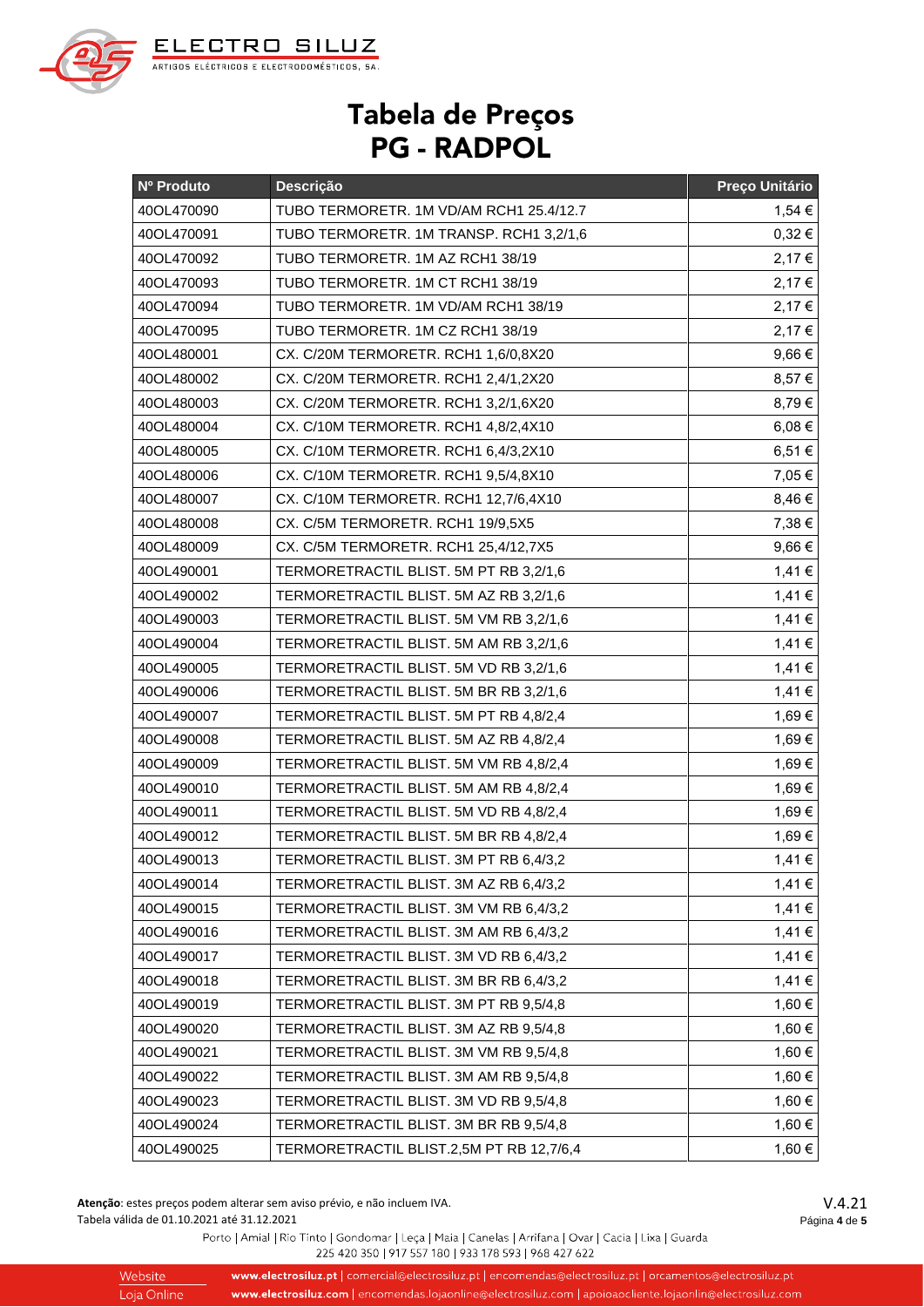# Tabela de Preços
## PG - RADPOL

| Nº Produto | Descrição | Preço Unitário |
|---|---|---|
| 40OL470090 | TUBO TERMORETR. 1M VD/AM RCH1 25.4/12.7 | 1,54 € |
| 40OL470091 | TUBO TERMORETR. 1M TRANSP. RCH1 3,2/1,6 | 0,32 € |
| 40OL470092 | TUBO TERMORETR. 1M AZ RCH1 38/19 | 2,17 € |
| 40OL470093 | TUBO TERMORETR. 1M CT RCH1 38/19 | 2,17 € |
| 40OL470094 | TUBO TERMORETR. 1M VD/AM RCH1 38/19 | 2,17 € |
| 40OL470095 | TUBO TERMORETR. 1M CZ RCH1 38/19 | 2,17 € |
| 40OL480001 | CX. C/20M TERMORETR. RCH1 1,6/0,8X20 | 9,66 € |
| 40OL480002 | CX. C/20M TERMORETR. RCH1 2,4/1,2X20 | 8,57 € |
| 40OL480003 | CX. C/20M TERMORETR. RCH1 3,2/1,6X20 | 8,79 € |
| 40OL480004 | CX. C/10M TERMORETR. RCH1 4,8/2,4X10 | 6,08 € |
| 40OL480005 | CX. C/10M TERMORETR. RCH1 6,4/3,2X10 | 6,51 € |
| 40OL480006 | CX. C/10M TERMORETR. RCH1 9,5/4,8X10 | 7,05 € |
| 40OL480007 | CX. C/10M TERMORETR. RCH1 12,7/6,4X10 | 8,46 € |
| 40OL480008 | CX. C/5M TERMORETR. RCH1 19/9,5X5 | 7,38 € |
| 40OL480009 | CX. C/5M TERMORETR. RCH1 25,4/12,7X5 | 9,66 € |
| 40OL490001 | TERMORETRACTIL BLIST. 5M PT RB 3,2/1,6 | 1,41 € |
| 40OL490002 | TERMORETRACTIL BLIST. 5M AZ RB 3,2/1,6 | 1,41 € |
| 40OL490003 | TERMORETRACTIL BLIST. 5M VM RB 3,2/1,6 | 1,41 € |
| 40OL490004 | TERMORETRACTIL BLIST. 5M AM RB 3,2/1,6 | 1,41 € |
| 40OL490005 | TERMORETRACTIL BLIST. 5M VD RB 3,2/1,6 | 1,41 € |
| 40OL490006 | TERMORETRACTIL BLIST. 5M BR RB 3,2/1,6 | 1,41 € |
| 40OL490007 | TERMORETRACTIL BLIST. 5M PT RB 4,8/2,4 | 1,69 € |
| 40OL490008 | TERMORETRACTIL BLIST. 5M AZ RB 4,8/2,4 | 1,69 € |
| 40OL490009 | TERMORETRACTIL BLIST. 5M VM RB 4,8/2,4 | 1,69 € |
| 40OL490010 | TERMORETRACTIL BLIST. 5M AM RB 4,8/2,4 | 1,69 € |
| 40OL490011 | TERMORETRACTIL BLIST. 5M VD RB 4,8/2,4 | 1,69 € |
| 40OL490012 | TERMORETRACTIL BLIST. 5M BR RB 4,8/2,4 | 1,69 € |
| 40OL490013 | TERMORETRACTIL BLIST. 3M PT RB 6,4/3,2 | 1,41 € |
| 40OL490014 | TERMORETRACTIL BLIST. 3M AZ RB 6,4/3,2 | 1,41 € |
| 40OL490015 | TERMORETRACTIL BLIST. 3M VM RB 6,4/3,2 | 1,41 € |
| 40OL490016 | TERMORETRACTIL BLIST. 3M AM RB 6,4/3,2 | 1,41 € |
| 40OL490017 | TERMORETRACTIL BLIST. 3M VD RB 6,4/3,2 | 1,41 € |
| 40OL490018 | TERMORETRACTIL BLIST. 3M BR RB 6,4/3,2 | 1,41 € |
| 40OL490019 | TERMORETRACTIL BLIST. 3M PT RB 9,5/4,8 | 1,60 € |
| 40OL490020 | TERMORETRACTIL BLIST. 3M AZ RB 9,5/4,8 | 1,60 € |
| 40OL490021 | TERMORETRACTIL BLIST. 3M VM RB 9,5/4,8 | 1,60 € |
| 40OL490022 | TERMORETRACTIL BLIST. 3M AM RB 9,5/4,8 | 1,60 € |
| 40OL490023 | TERMORETRACTIL BLIST. 3M VD RB 9,5/4,8 | 1,60 € |
| 40OL490024 | TERMORETRACTIL BLIST. 3M BR RB 9,5/4,8 | 1,60 € |
| 40OL490025 | TERMORETRACTIL BLIST.2,5M PT RB 12,7/6,4 | 1,60 € |

**Atenção**: estes preços podem alterar sem aviso prévio, e não incluem IVA.
Tabela válida de 01.10.2021 até 31.12.2021

V.4.21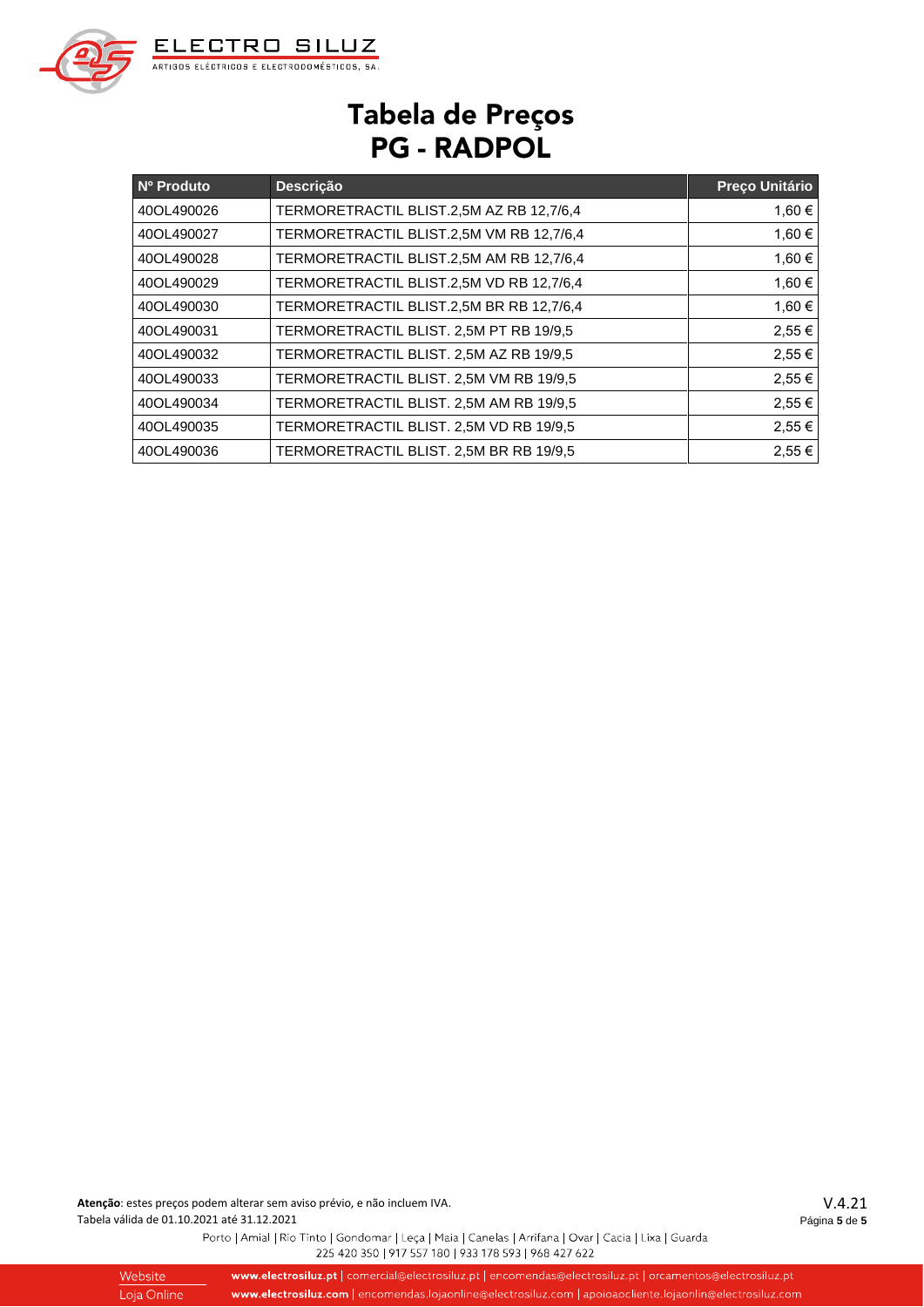# Tabela de Preços
# PG - RADPOL

| Nº Produto | Descrição | Preço Unitário |
|---|---|---|
| 40OL490026 | TERMORETRACTIL BLIST.2,5M AZ RB 12,7/6,4 | 1,60 € |
| 40OL490027 | TERMORETRACTIL BLIST.2,5M VM RB 12,7/6,4 | 1,60 € |
| 40OL490028 | TERMORETRACTIL BLIST.2,5M AM RB 12,7/6,4 | 1,60 € |
| 40OL490029 | TERMORETRACTIL BLIST.2,5M VD RB 12,7/6,4 | 1,60 € |
| 40OL490030 | TERMORETRACTIL BLIST.2,5M BR RB 12,7/6,4 | 1,60 € |
| 40OL490031 | TERMORETRACTIL BLIST. 2,5M PT RB 19/9,5 | 2,55 € |
| 40OL490032 | TERMORETRACTIL BLIST. 2,5M AZ RB 19/9,5 | 2,55 € |
| 40OL490033 | TERMORETRACTIL BLIST. 2,5M VM RB 19/9,5 | 2,55 € |
| 40OL490034 | TERMORETRACTIL BLIST. 2,5M AM RB 19/9,5 | 2,55 € |
| 40OL490035 | TERMORETRACTIL BLIST. 2,5M VD RB 19/9,5 | 2,55 € |
| 40OL490036 | TERMORETRACTIL BLIST. 2,5M BR RB 19/9,5 | 2,55 € |

**Atenção**: estes preços podem alterar sem aviso prévio, e não incluem IVA.
Tabela válida de 01.10.2021 até 31.12.2021